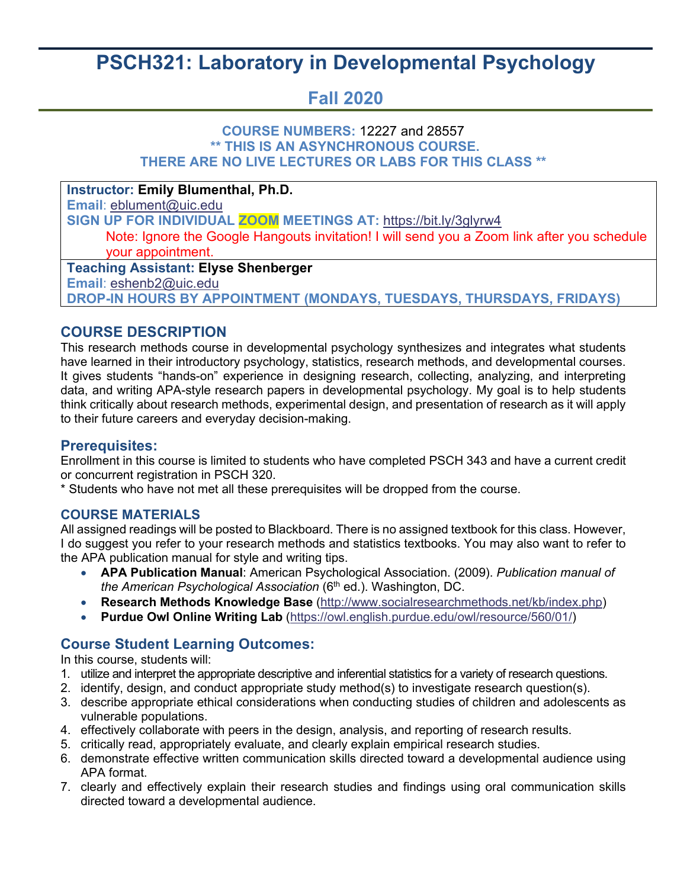# PSCH321: Laboratory in Developmental Psychology

## Fall 2020

**COURSE NUMBERS:** 12227 and 28557
**\*\* THIS IS AN ASYNCHRONOUS COURSE.**
**THERE ARE NO LIVE LECTURES OR LABS FOR THIS CLASS \*\***

**Instructor: Emily Blumenthal, Ph.D.**
**Email**: eblument@uic.edu
**SIGN UP FOR INDIVIDUAL ZOOM MEETINGS AT:** https://bit.ly/3glyrw4
Note: Ignore the Google Hangouts invitation! I will send you a Zoom link after you schedule your appointment.

**Teaching Assistant: Elyse Shenberger**
**Email**: eshenb2@uic.edu
**DROP-IN HOURS BY APPOINTMENT (MONDAYS, TUESDAYS, THURSDAYS, FRIDAYS)**

## COURSE DESCRIPTION

This research methods course in developmental psychology synthesizes and integrates what students have learned in their introductory psychology, statistics, research methods, and developmental courses. It gives students "hands-on" experience in designing research, collecting, analyzing, and interpreting data, and writing APA-style research papers in developmental psychology. My goal is to help students think critically about research methods, experimental design, and presentation of research as it will apply to their future careers and everyday decision-making.

## Prerequisites:

Enrollment in this course is limited to students who have completed PSCH 343 and have a current credit or concurrent registration in PSCH 320.
\* Students who have not met all these prerequisites will be dropped from the course.

## COURSE MATERIALS

All assigned readings will be posted to Blackboard. There is no assigned textbook for this class. However, I do suggest you refer to your research methods and statistics textbooks. You may also want to refer to the APA publication manual for style and writing tips.

- **APA Publication Manual**: American Psychological Association. (2009). *Publication manual of the American Psychological Association* (6th ed.). Washington, DC.
- **Research Methods Knowledge Base** (http://www.socialresearchmethods.net/kb/index.php)
- **Purdue Owl Online Writing Lab** (https://owl.english.purdue.edu/owl/resource/560/01/)

## Course Student Learning Outcomes:

In this course, students will:

1. utilize and interpret the appropriate descriptive and inferential statistics for a variety of research questions.
2. identify, design, and conduct appropriate study method(s) to investigate research question(s).
3. describe appropriate ethical considerations when conducting studies of children and adolescents as vulnerable populations.
4. effectively collaborate with peers in the design, analysis, and reporting of research results.
5. critically read, appropriately evaluate, and clearly explain empirical research studies.
6. demonstrate effective written communication skills directed toward a developmental audience using APA format.
7. clearly and effectively explain their research studies and findings using oral communication skills directed toward a developmental audience.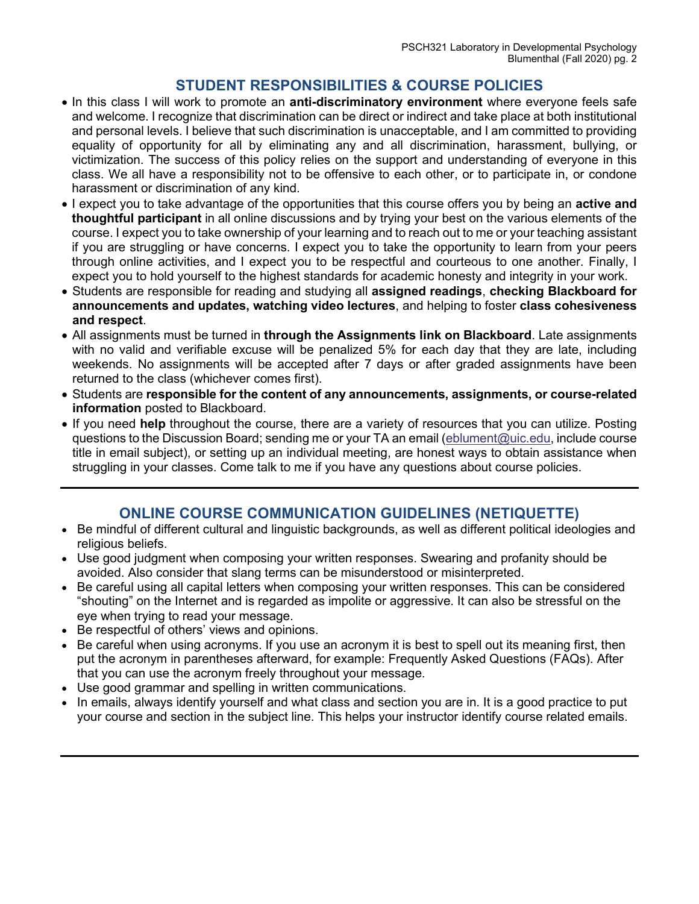## STUDENT RESPONSIBILITIES & COURSE POLICIES

- In this class I will work to promote an **anti-discriminatory environment** where everyone feels safe and welcome. I recognize that discrimination can be direct or indirect and take place at both institutional and personal levels. I believe that such discrimination is unacceptable, and I am committed to providing equality of opportunity for all by eliminating any and all discrimination, harassment, bullying, or victimization. The success of this policy relies on the support and understanding of everyone in this class. We all have a responsibility not to be offensive to each other, or to participate in, or condone harassment or discrimination of any kind.
- I expect you to take advantage of the opportunities that this course offers you by being an **active and thoughtful participant** in all online discussions and by trying your best on the various elements of the course. I expect you to take ownership of your learning and to reach out to me or your teaching assistant if you are struggling or have concerns. I expect you to take the opportunity to learn from your peers through online activities, and I expect you to be respectful and courteous to one another. Finally, I expect you to hold yourself to the highest standards for academic honesty and integrity in your work.
- Students are responsible for reading and studying all **assigned readings**, **checking Blackboard for announcements and updates, watching video lectures**, and helping to foster **class cohesiveness and respect**.
- All assignments must be turned in **through the Assignments link on Blackboard**. Late assignments with no valid and verifiable excuse will be penalized 5% for each day that they are late, including weekends. No assignments will be accepted after 7 days or after graded assignments have been returned to the class (whichever comes first).
- Students are **responsible for the content of any announcements, assignments, or course-related information** posted to Blackboard.
- If you need **help** throughout the course, there are a variety of resources that you can utilize. Posting questions to the Discussion Board; sending me or your TA an email (eblument@uic.edu, include course title in email subject), or setting up an individual meeting, are honest ways to obtain assistance when struggling in your classes. Come talk to me if you have any questions about course policies.

## ONLINE COURSE COMMUNICATION GUIDELINES (NETIQUETTE)

- Be mindful of different cultural and linguistic backgrounds, as well as different political ideologies and religious beliefs.
- Use good judgment when composing your written responses. Swearing and profanity should be avoided. Also consider that slang terms can be misunderstood or misinterpreted.
- Be careful using all capital letters when composing your written responses. This can be considered "shouting" on the Internet and is regarded as impolite or aggressive. It can also be stressful on the eye when trying to read your message.
- Be respectful of others' views and opinions.
- Be careful when using acronyms. If you use an acronym it is best to spell out its meaning first, then put the acronym in parentheses afterward, for example: Frequently Asked Questions (FAQs). After that you can use the acronym freely throughout your message.
- Use good grammar and spelling in written communications.
- In emails, always identify yourself and what class and section you are in. It is a good practice to put your course and section in the subject line. This helps your instructor identify course related emails.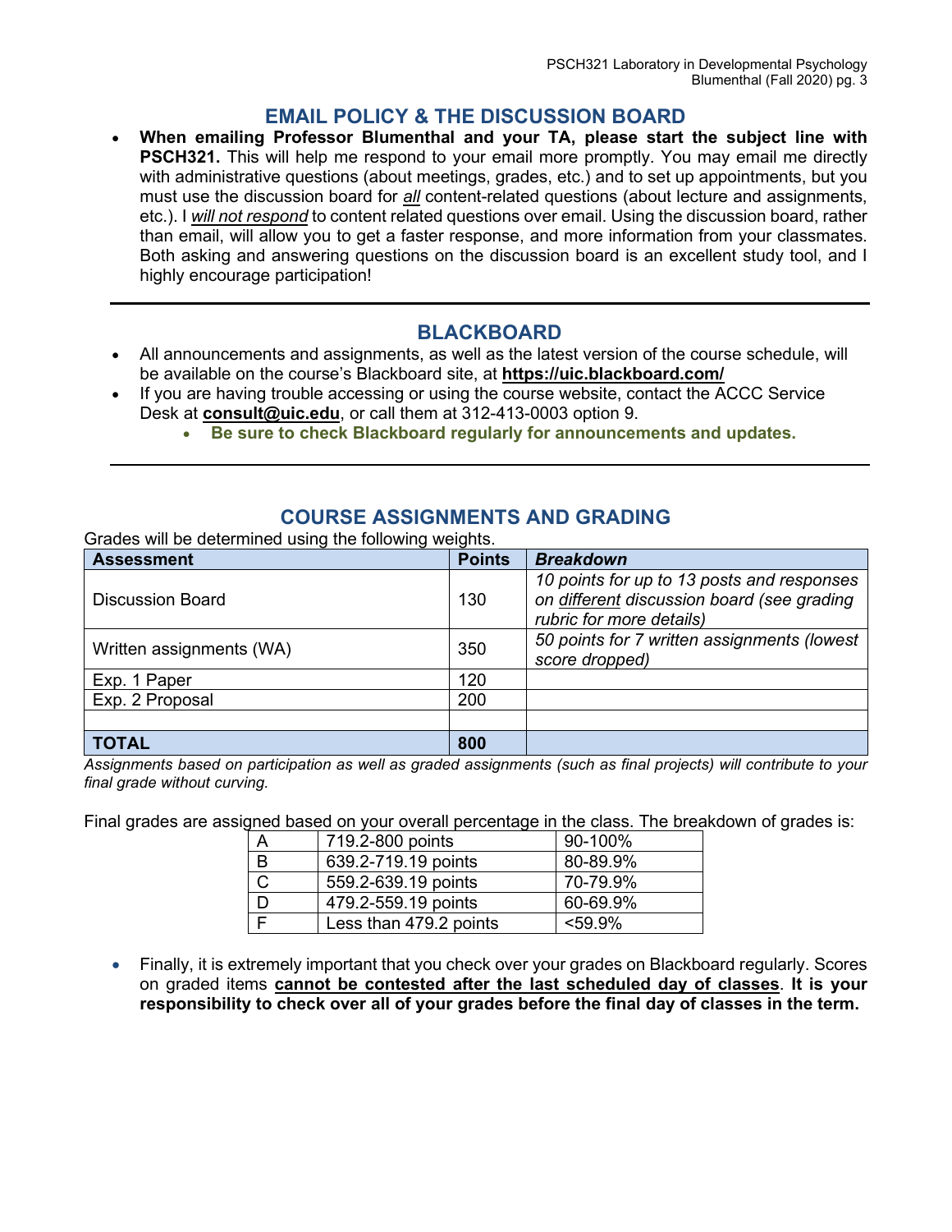## EMAIL POLICY & THE DISCUSSION BOARD

- **When emailing Professor Blumenthal and your TA, please start the subject line with PSCH321.** This will help me respond to your email more promptly. You may email me directly with administrative questions (about meetings, grades, etc.) and to set up appointments, but you must use the discussion board for ***all*** content-related questions (about lecture and assignments, etc.). I ***will not respond*** to content related questions over email. Using the discussion board, rather than email, will allow you to get a faster response, and more information from your classmates. Both asking and answering questions on the discussion board is an excellent study tool, and I highly encourage participation!

---

## BLACKBOARD

- All announcements and assignments, as well as the latest version of the course schedule, will be available on the course's Blackboard site, at **https://uic.blackboard.com/**
- If you are having trouble accessing or using the course website, contact the ACCC Service Desk at **consult@uic.edu**, or call them at 312-413-0003 option 9.
    - **Be sure to check Blackboard regularly for announcements and updates.**

---

## COURSE ASSIGNMENTS AND GRADING

Grades will be determined using the following weights.

| Assessment | Points | *Breakdown* |
|---|---|---|
| Discussion Board | 130 | *10 points for up to 13 posts and responses on different discussion board (see grading rubric for more details)* |
| Written assignments (WA) | 350 | *50 points for 7 written assignments (lowest score dropped)* |
| Exp. 1 Paper | 120 | |
| Exp. 2 Proposal | 200 | |
| | | |
| **TOTAL** | **800** | |

*Assignments based on participation as well as graded assignments (such as final projects) will contribute to your final grade without curving.*

Final grades are assigned based on your overall percentage in the class. The breakdown of grades is:

| | | |
|---|---|---|
| A | 719.2-800 points | 90-100% |
| B | 639.2-719.19 points | 80-89.9% |
| C | 559.2-639.19 points | 70-79.9% |
| D | 479.2-559.19 points | 60-69.9% |
| F | Less than 479.2 points | <59.9% |

- Finally, it is extremely important that you check over your grades on Blackboard regularly. Scores on graded items **cannot be contested after the last scheduled day of classes**. **It is your responsibility to check over all of your grades before the final day of classes in the term.**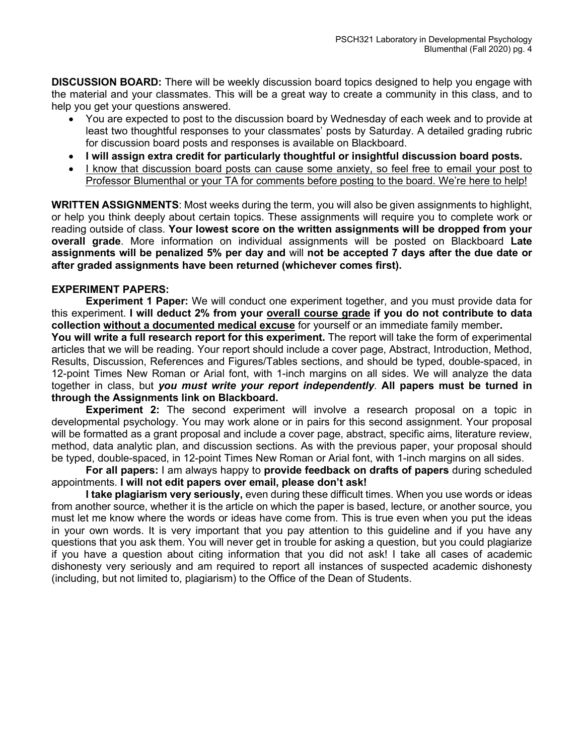**DISCUSSION BOARD:** There will be weekly discussion board topics designed to help you engage with the material and your classmates. This will be a great way to create a community in this class, and to help you get your questions answered.

- You are expected to post to the discussion board by Wednesday of each week and to provide at least two thoughtful responses to your classmates' posts by Saturday. A detailed grading rubric for discussion board posts and responses is available on Blackboard.
- **I will assign extra credit for particularly thoughtful or insightful discussion board posts.**
- <u>I know that discussion board posts can cause some anxiety, so feel free to email your post to Professor Blumenthal or your TA for comments before posting to the board. We're here to help!</u>

**WRITTEN ASSIGNMENTS**: Most weeks during the term, you will also be given assignments to highlight, or help you think deeply about certain topics. These assignments will require you to complete work or reading outside of class. **Your lowest score on the written assignments will be dropped from your overall grade**. More information on individual assignments will be posted on Blackboard **Late assignments will be penalized 5% per day and** will **not be accepted 7 days after the due date or after graded assignments have been returned (whichever comes first).**

**EXPERIMENT PAPERS:**

**Experiment 1 Paper:** We will conduct one experiment together, and you must provide data for this experiment. **I will deduct 2% from your <u>overall course grade</u> if you do not contribute to data collection <u>without a documented medical excuse</u>** for yourself or an immediate family member**.**
**You will write a full research report for this experiment.** The report will take the form of experimental articles that we will be reading. Your report should include a cover page, Abstract, Introduction, Method, Results, Discussion, References and Figures/Tables sections, and should be typed, double-spaced, in 12-point Times New Roman or Arial font, with 1-inch margins on all sides. We will analyze the data together in class, but ***you must write your report independently***. **All papers must be turned in through the Assignments link on Blackboard.**

**Experiment 2:** The second experiment will involve a research proposal on a topic in developmental psychology. You may work alone or in pairs for this second assignment. Your proposal will be formatted as a grant proposal and include a cover page, abstract, specific aims, literature review, method, data analytic plan, and discussion sections. As with the previous paper, your proposal should be typed, double-spaced, in 12-point Times New Roman or Arial font, with 1-inch margins on all sides.

**For all papers:** I am always happy to **provide feedback on drafts of papers** during scheduled appointments. **I will not edit papers over email, please don't ask!**

**I take plagiarism very seriously,** even during these difficult times. When you use words or ideas from another source, whether it is the article on which the paper is based, lecture, or another source, you must let me know where the words or ideas have come from. This is true even when you put the ideas in your own words. It is very important that you pay attention to this guideline and if you have any questions that you ask them. You will never get in trouble for asking a question, but you could plagiarize if you have a question about citing information that you did not ask! I take all cases of academic dishonesty very seriously and am required to report all instances of suspected academic dishonesty (including, but not limited to, plagiarism) to the Office of the Dean of Students.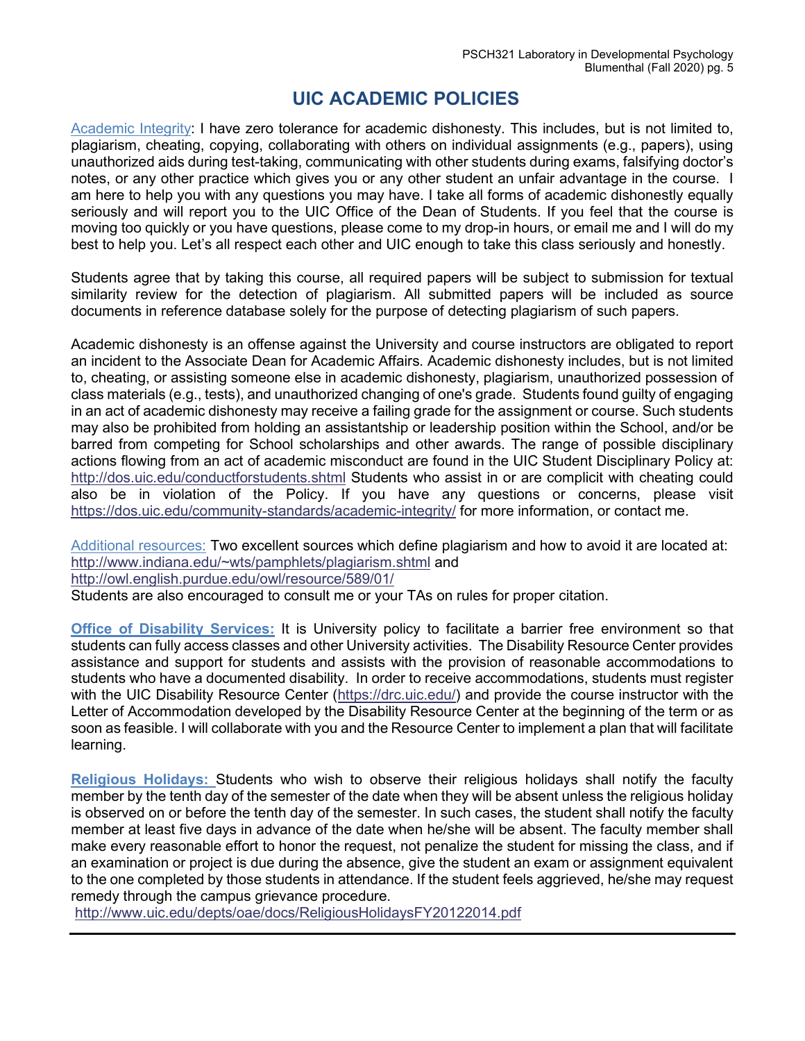# UIC ACADEMIC POLICIES

Academic Integrity: I have zero tolerance for academic dishonesty. This includes, but is not limited to, plagiarism, cheating, copying, collaborating with others on individual assignments (e.g., papers), using unauthorized aids during test-taking, communicating with other students during exams, falsifying doctor's notes, or any other practice which gives you or any other student an unfair advantage in the course. I am here to help you with any questions you may have. I take all forms of academic dishonestly equally seriously and will report you to the UIC Office of the Dean of Students. If you feel that the course is moving too quickly or you have questions, please come to my drop-in hours, or email me and I will do my best to help you. Let's all respect each other and UIC enough to take this class seriously and honestly.

Students agree that by taking this course, all required papers will be subject to submission for textual similarity review for the detection of plagiarism. All submitted papers will be included as source documents in reference database solely for the purpose of detecting plagiarism of such papers.

Academic dishonesty is an offense against the University and course instructors are obligated to report an incident to the Associate Dean for Academic Affairs. Academic dishonesty includes, but is not limited to, cheating, or assisting someone else in academic dishonesty, plagiarism, unauthorized possession of class materials (e.g., tests), and unauthorized changing of one's grade. Students found guilty of engaging in an act of academic dishonesty may receive a failing grade for the assignment or course. Such students may also be prohibited from holding an assistantship or leadership position within the School, and/or be barred from competing for School scholarships and other awards. The range of possible disciplinary actions flowing from an act of academic misconduct are found in the UIC Student Disciplinary Policy at: http://dos.uic.edu/conductforstudents.shtml Students who assist in or are complicit with cheating could also be in violation of the Policy. If you have any questions or concerns, please visit https://dos.uic.edu/community-standards/academic-integrity/ for more information, or contact me.

Additional resources: Two excellent sources which define plagiarism and how to avoid it are located at: http://www.indiana.edu/~wts/pamphlets/plagiarism.shtml and
http://owl.english.purdue.edu/owl/resource/589/01/
Students are also encouraged to consult me or your TAs on rules for proper citation.

**Office of Disability Services:** It is University policy to facilitate a barrier free environment so that students can fully access classes and other University activities. The Disability Resource Center provides assistance and support for students and assists with the provision of reasonable accommodations to students who have a documented disability. In order to receive accommodations, students must register with the UIC Disability Resource Center (https://drc.uic.edu/) and provide the course instructor with the Letter of Accommodation developed by the Disability Resource Center at the beginning of the term or as soon as feasible. I will collaborate with you and the Resource Center to implement a plan that will facilitate learning.

**Religious Holidays:** Students who wish to observe their religious holidays shall notify the faculty member by the tenth day of the semester of the date when they will be absent unless the religious holiday is observed on or before the tenth day of the semester. In such cases, the student shall notify the faculty member at least five days in advance of the date when he/she will be absent. The faculty member shall make every reasonable effort to honor the request, not penalize the student for missing the class, and if an examination or project is due during the absence, give the student an exam or assignment equivalent to the one completed by those students in attendance. If the student feels aggrieved, he/she may request remedy through the campus grievance procedure.
http://www.uic.edu/depts/oae/docs/ReligiousHolidaysFY20122014.pdf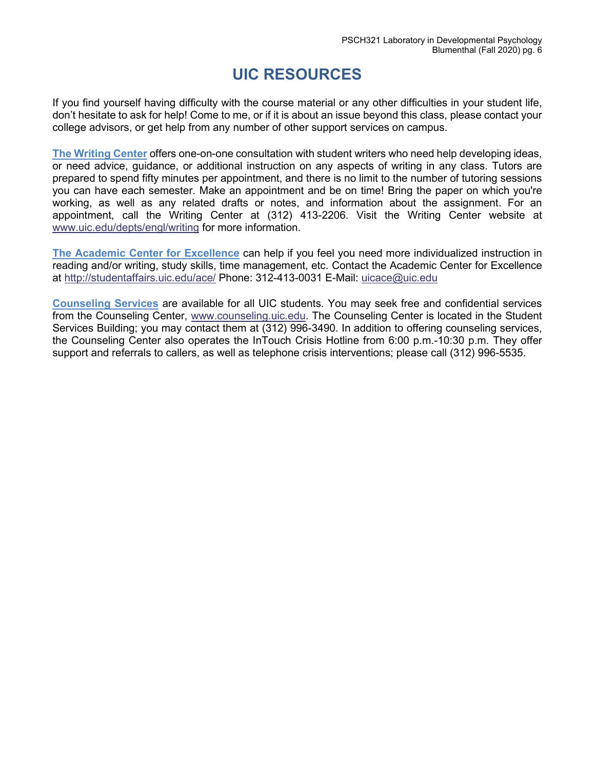# UIC RESOURCES

If you find yourself having difficulty with the course material or any other difficulties in your student life, don't hesitate to ask for help! Come to me, or if it is about an issue beyond this class, please contact your college advisors, or get help from any number of other support services on campus.

**The Writing Center** offers one-on-one consultation with student writers who need help developing ideas, or need advice, guidance, or additional instruction on any aspects of writing in any class. Tutors are prepared to spend fifty minutes per appointment, and there is no limit to the number of tutoring sessions you can have each semester. Make an appointment and be on time! Bring the paper on which you're working, as well as any related drafts or notes, and information about the assignment. For an appointment, call the Writing Center at (312) 413-2206. Visit the Writing Center website at www.uic.edu/depts/engl/writing for more information.

**The Academic Center for Excellence** can help if you feel you need more individualized instruction in reading and/or writing, study skills, time management, etc. Contact the Academic Center for Excellence at http://studentaffairs.uic.edu/ace/ Phone: 312-413-0031 E-Mail: uicace@uic.edu

**Counseling Services** are available for all UIC students. You may seek free and confidential services from the Counseling Center, www.counseling.uic.edu. The Counseling Center is located in the Student Services Building; you may contact them at (312) 996-3490. In addition to offering counseling services, the Counseling Center also operates the InTouch Crisis Hotline from 6:00 p.m.-10:30 p.m. They offer support and referrals to callers, as well as telephone crisis interventions; please call (312) 996-5535.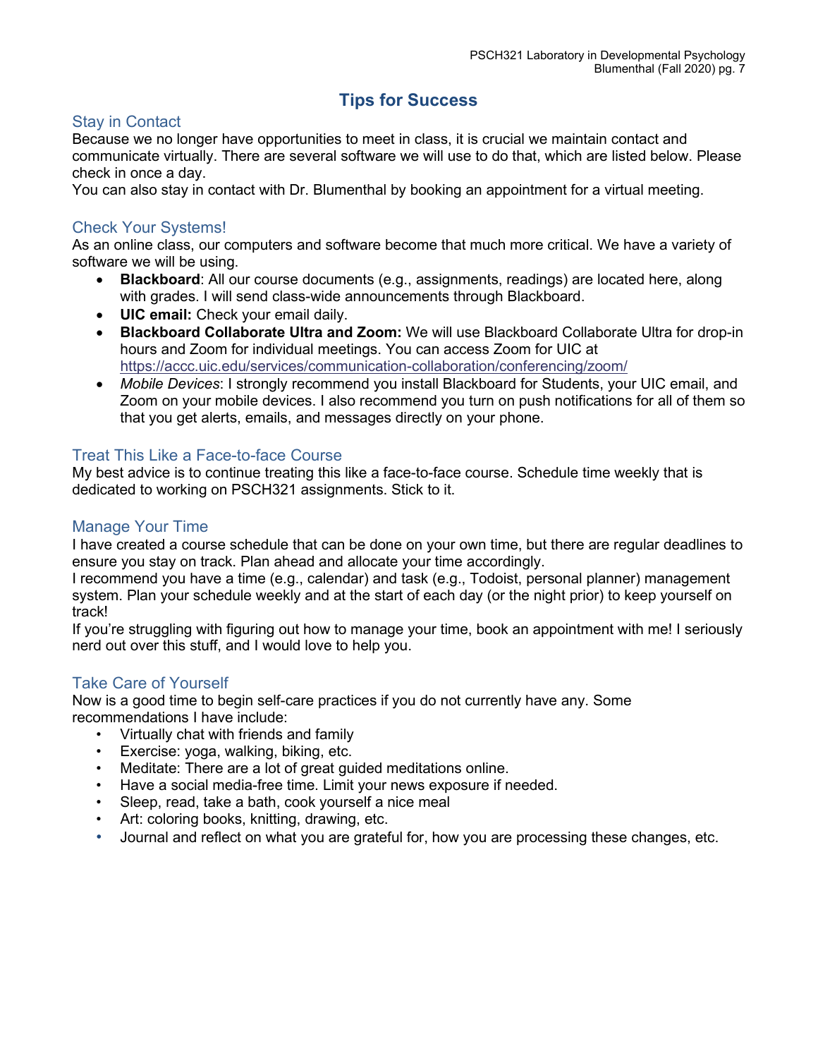## Tips for Success

### Stay in Contact

Because we no longer have opportunities to meet in class, it is crucial we maintain contact and communicate virtually. There are several software we will use to do that, which are listed below. Please check in once a day.

You can also stay in contact with Dr. Blumenthal by booking an appointment for a virtual meeting.

### Check Your Systems!

As an online class, our computers and software become that much more critical. We have a variety of software we will be using.

- **Blackboard**: All our course documents (e.g., assignments, readings) are located here, along with grades. I will send class-wide announcements through Blackboard.
- **UIC email:** Check your email daily.
- **Blackboard Collaborate Ultra and Zoom:** We will use Blackboard Collaborate Ultra for drop-in hours and Zoom for individual meetings. You can access Zoom for UIC at https://accc.uic.edu/services/communication-collaboration/conferencing/zoom/
- *Mobile Devices*: I strongly recommend you install Blackboard for Students, your UIC email, and Zoom on your mobile devices. I also recommend you turn on push notifications for all of them so that you get alerts, emails, and messages directly on your phone.

### Treat This Like a Face-to-face Course

My best advice is to continue treating this like a face-to-face course. Schedule time weekly that is dedicated to working on PSCH321 assignments. Stick to it.

### Manage Your Time

I have created a course schedule that can be done on your own time, but there are regular deadlines to ensure you stay on track. Plan ahead and allocate your time accordingly.

I recommend you have a time (e.g., calendar) and task (e.g., Todoist, personal planner) management system. Plan your schedule weekly and at the start of each day (or the night prior) to keep yourself on track!

If you're struggling with figuring out how to manage your time, book an appointment with me! I seriously nerd out over this stuff, and I would love to help you.

### Take Care of Yourself

Now is a good time to begin self-care practices if you do not currently have any. Some recommendations I have include:

- Virtually chat with friends and family
- Exercise: yoga, walking, biking, etc.
- Meditate: There are a lot of great guided meditations online.
- Have a social media-free time. Limit your news exposure if needed.
- Sleep, read, take a bath, cook yourself a nice meal
- Art: coloring books, knitting, drawing, etc.
- Journal and reflect on what you are grateful for, how you are processing these changes, etc.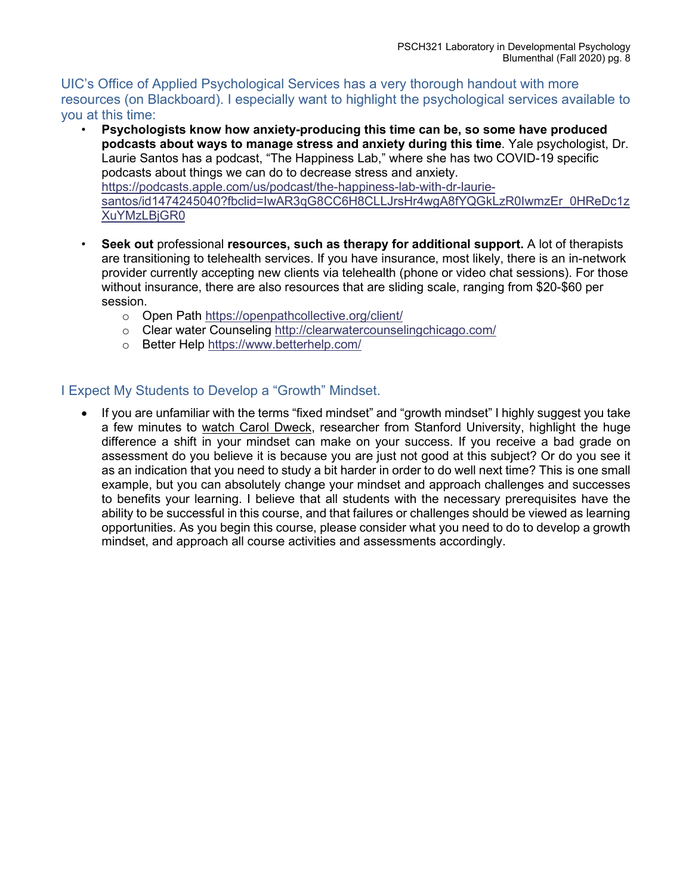UIC's Office of Applied Psychological Services has a very thorough handout with more resources (on Blackboard). I especially want to highlight the psychological services available to you at this time:

- **Psychologists know how anxiety-producing this time can be, so some have produced podcasts about ways to manage stress and anxiety during this time**. Yale psychologist, Dr. Laurie Santos has a podcast, "The Happiness Lab," where she has two COVID-19 specific podcasts about things we can do to decrease stress and anxiety. https://podcasts.apple.com/us/podcast/the-happiness-lab-with-dr-laurie-santos/id1474245040?fbclid=IwAR3qG8CC6H8CLLJrsHr4wgA8fYQGkLzR0IwmzEr_0HReDc1zXuYMzLBjGR0

- **Seek out** professional **resources, such as therapy for additional support.** A lot of therapists are transitioning to telehealth services. If you have insurance, most likely, there is an in-network provider currently accepting new clients via telehealth (phone or video chat sessions). For those without insurance, there are also resources that are sliding scale, ranging from $20-$60 per session.
  - Open Path https://openpathcollective.org/client/
  - Clear water Counseling http://clearwatercounselingchicago.com/
  - Better Help https://www.betterhelp.com/

## I Expect My Students to Develop a "Growth" Mindset.

- If you are unfamiliar with the terms "fixed mindset" and "growth mindset" I highly suggest you take a few minutes to watch Carol Dweck, researcher from Stanford University, highlight the huge difference a shift in your mindset can make on your success. If you receive a bad grade on assessment do you believe it is because you are just not good at this subject? Or do you see it as an indication that you need to study a bit harder in order to do well next time? This is one small example, but you can absolutely change your mindset and approach challenges and successes to benefits your learning. I believe that all students with the necessary prerequisites have the ability to be successful in this course, and that failures or challenges should be viewed as learning opportunities. As you begin this course, please consider what you need to do to develop a growth mindset, and approach all course activities and assessments accordingly.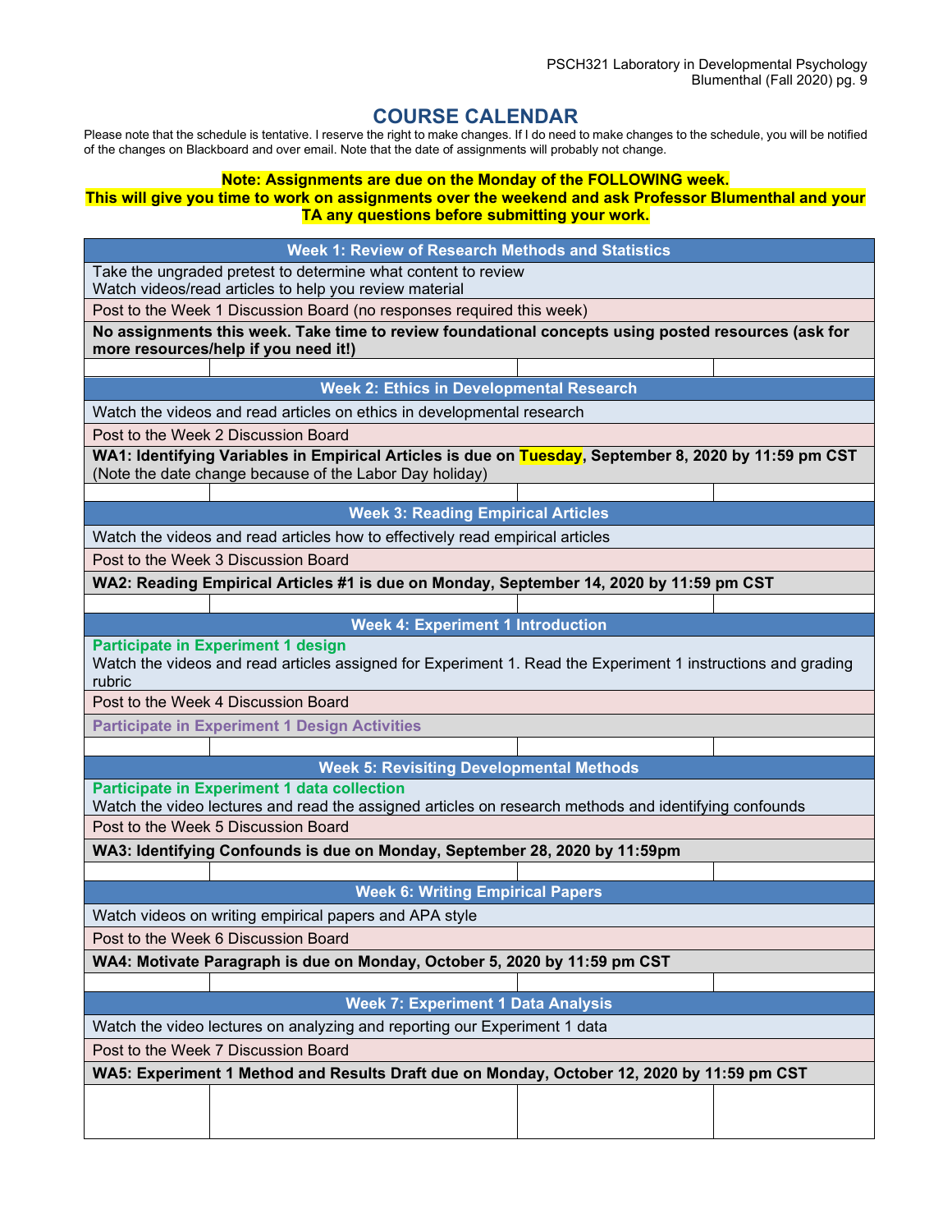# COURSE CALENDAR

Please note that the schedule is tentative. I reserve the right to make changes. If I do need to make changes to the schedule, you will be notified of the changes on Blackboard and over email. Note that the date of assignments will probably not change.

**Note: Assignments are due on the Monday of the FOLLOWING week.**
**This will give you time to work on assignments over the weekend and ask Professor Blumenthal and your TA any questions before submitting your work.**

### Week 1: Review of Research Methods and Statistics

Take the ungraded pretest to determine what content to review
Watch videos/read articles to help you review material

Post to the Week 1 Discussion Board (no responses required this week)

**No assignments this week. Take time to review foundational concepts using posted resources (ask for more resources/help if you need it!)**

### Week 2: Ethics in Developmental Research

Watch the videos and read articles on ethics in developmental research

Post to the Week 2 Discussion Board

**WA1: Identifying Variables in Empirical Articles is due on Tuesday, September 8, 2020 by 11:59 pm CST**
(Note the date change because of the Labor Day holiday)

### Week 3: Reading Empirical Articles

Watch the videos and read articles how to effectively read empirical articles

Post to the Week 3 Discussion Board

**WA2: Reading Empirical Articles #1 is due on Monday, September 14, 2020 by 11:59 pm CST**

### Week 4: Experiment 1 Introduction

**Participate in Experiment 1 design**
Watch the videos and read articles assigned for Experiment 1. Read the Experiment 1 instructions and grading rubric

Post to the Week 4 Discussion Board

**Participate in Experiment 1 Design Activities**

### Week 5: Revisiting Developmental Methods

**Participate in Experiment 1 data collection**
Watch the video lectures and read the assigned articles on research methods and identifying confounds

Post to the Week 5 Discussion Board

**WA3: Identifying Confounds is due on Monday, September 28, 2020 by 11:59pm**

### Week 6: Writing Empirical Papers

Watch videos on writing empirical papers and APA style

Post to the Week 6 Discussion Board

**WA4: Motivate Paragraph is due on Monday, October 5, 2020 by 11:59 pm CST**

### Week 7: Experiment 1 Data Analysis

Watch the video lectures on analyzing and reporting our Experiment 1 data

Post to the Week 7 Discussion Board

**WA5: Experiment 1 Method and Results Draft due on Monday, October 12, 2020 by 11:59 pm CST**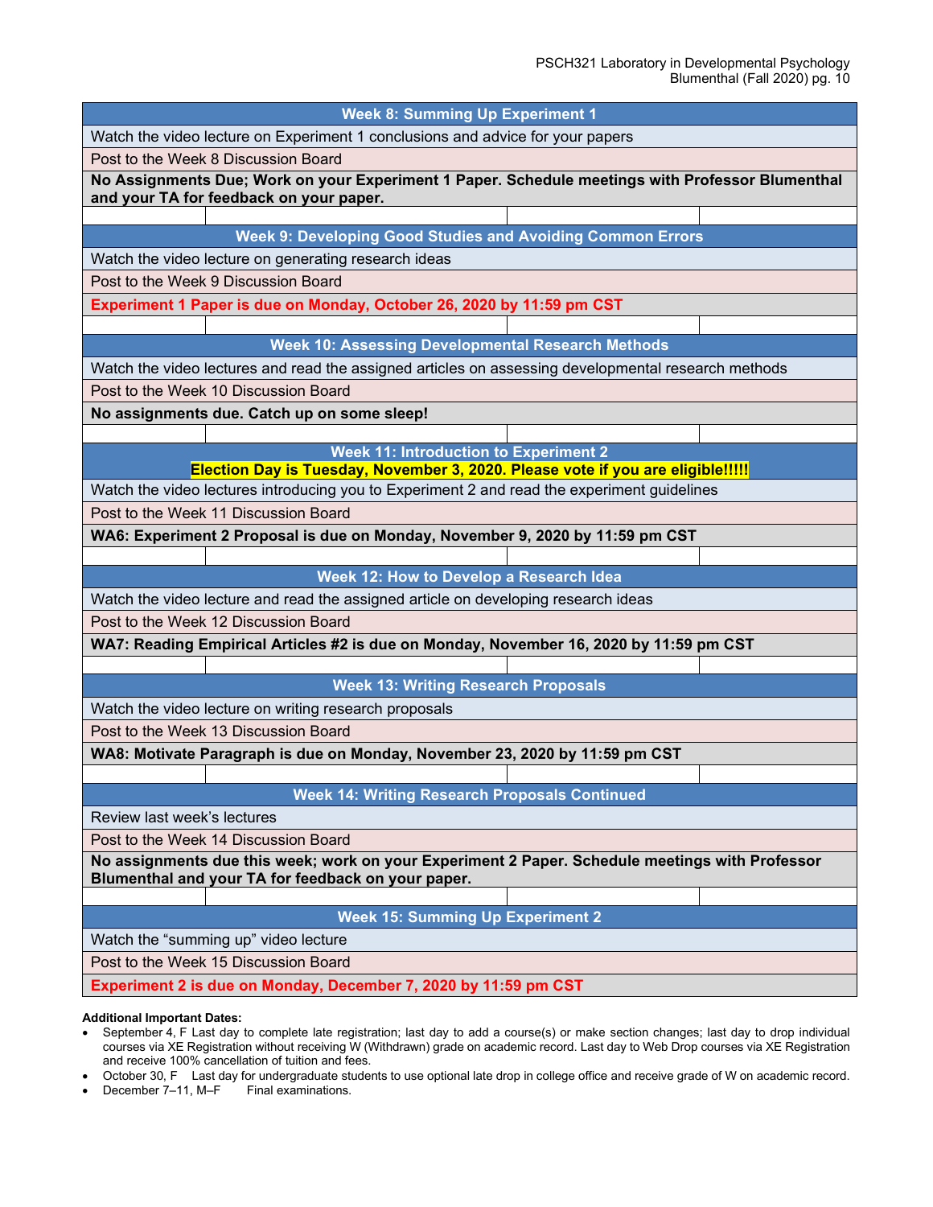| Week 8: Summing Up Experiment 1 |
| --- |
| Watch the video lecture on Experiment 1 conclusions and advice for your papers |
| Post to the Week 8 Discussion Board |
| **No Assignments Due; Work on your Experiment 1 Paper. Schedule meetings with Professor Blumenthal and your TA for feedback on your paper.** |
| **Week 9: Developing Good Studies and Avoiding Common Errors** |
| Watch the video lecture on generating research ideas |
| Post to the Week 9 Discussion Board |
| **Experiment 1 Paper is due on Monday, October 26, 2020 by 11:59 pm CST** |
| **Week 10: Assessing Developmental Research Methods** |
| Watch the video lectures and read the assigned articles on assessing developmental research methods |
| Post to the Week 10 Discussion Board |
| **No assignments due. Catch up on some sleep!** |
| **Week 11: Introduction to Experiment 2**<br>**Election Day is Tuesday, November 3, 2020. Please vote if you are eligible!!!!!** |
| Watch the video lectures introducing you to Experiment 2 and read the experiment guidelines |
| Post to the Week 11 Discussion Board |
| **WA6: Experiment 2 Proposal is due on Monday, November 9, 2020 by 11:59 pm CST** |
| **Week 12: How to Develop a Research Idea** |
| Watch the video lecture and read the assigned article on developing research ideas |
| Post to the Week 12 Discussion Board |
| **WA7: Reading Empirical Articles #2 is due on Monday, November 16, 2020 by 11:59 pm CST** |
| **Week 13: Writing Research Proposals** |
| Watch the video lecture on writing research proposals |
| Post to the Week 13 Discussion Board |
| **WA8: Motivate Paragraph is due on Monday, November 23, 2020 by 11:59 pm CST** |
| **Week 14: Writing Research Proposals Continued** |
| Review last week's lectures |
| Post to the Week 14 Discussion Board |
| **No assignments due this week; work on your Experiment 2 Paper. Schedule meetings with Professor Blumenthal and your TA for feedback on your paper.** |
| **Week 15: Summing Up Experiment 2** |
| Watch the "summing up" video lecture |
| Post to the Week 15 Discussion Board |
| **Experiment 2 is due on Monday, December 7, 2020 by 11:59 pm CST** |

**Additional Important Dates:**

- September 4, F Last day to complete late registration; last day to add a course(s) or make section changes; last day to drop individual courses via XE Registration without receiving W (Withdrawn) grade on academic record. Last day to Web Drop courses via XE Registration and receive 100% cancellation of tuition and fees.
- October 30, F Last day for undergraduate students to use optional late drop in college office and receive grade of W on academic record.
- December 7–11, M–F Final examinations.